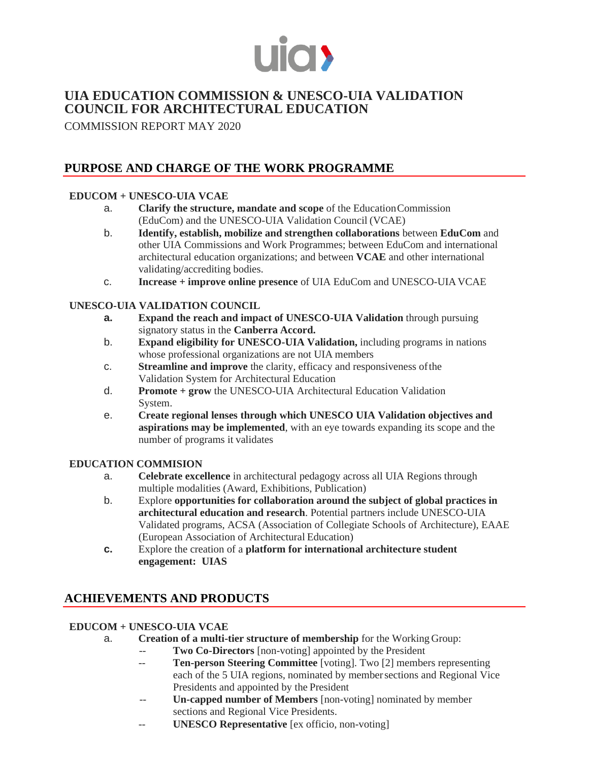# UIA EDUCATION COMMISSION & UNESCO-UIA VALIDATION COUNCIL FOR ARCHITECTURAL EDUCATION

COMMISSION REPORT MAY 2020

## PURPOSE AND CHARGE OF THE WORK PROGRAMME

### EDUCOM + UNESCO-UIA VCAE

a. **Clarify the structure, mandate and scope** of the Education Commission (EduCom) and the UNESCO-UIA Validation Council (VCAE)

b. **Identify, establish, mobilize and strengthen collaborations** between **EduCom** and other UIA Commissions and Work Programmes; between EduCom and international architectural education organizations; and between **VCAE** and other international validating/accrediting bodies.

c. **Increase + improve online presence** of UIA EduCom and UNESCO-UIA VCAE

### UNESCO-UIA VALIDATION COUNCIL

**a.** **Expand the reach and impact of UNESCO-UIA Validation** through pursuing signatory status in the **Canberra Accord.**

b. **Expand eligibility for UNESCO-UIA Validation,** including programs in nations whose professional organizations are not UIA members

c. **Streamline and improve** the clarity, efficacy and responsiveness of the Validation System for Architectural Education

d. **Promote + grow** the UNESCO-UIA Architectural Education Validation System.

e. **Create regional lenses through which UNESCO UIA Validation objectives and aspirations may be implemented**, with an eye towards expanding its scope and the number of programs it validates

### EDUCATION COMMISION

a. **Celebrate excellence** in architectural pedagogy across all UIA Regions through multiple modalities (Award, Exhibitions, Publication)

b. Explore **opportunities for collaboration around the subject of global practices in architectural education and research**. Potential partners include UNESCO-UIA Validated programs, ACSA (Association of Collegiate Schools of Architecture), EAAE (European Association of Architectural Education)

**c.** Explore the creation of a **platform for international architecture student engagement: UIAS**

## ACHIEVEMENTS AND PRODUCTS

### EDUCOM + UNESCO-UIA VCAE

a. **Creation of a multi-tier structure of membership** for the Working Group:

-- **Two Co-Directors** [non-voting] appointed by the President

-- **Ten-person Steering Committee** [voting]. Two [2] members representing each of the 5 UIA regions, nominated by member sections and Regional Vice Presidents and appointed by the President

-- **Un-capped number of Members** [non-voting] nominated by member sections and Regional Vice Presidents.

-- **UNESCO Representative** [ex officio, non-voting]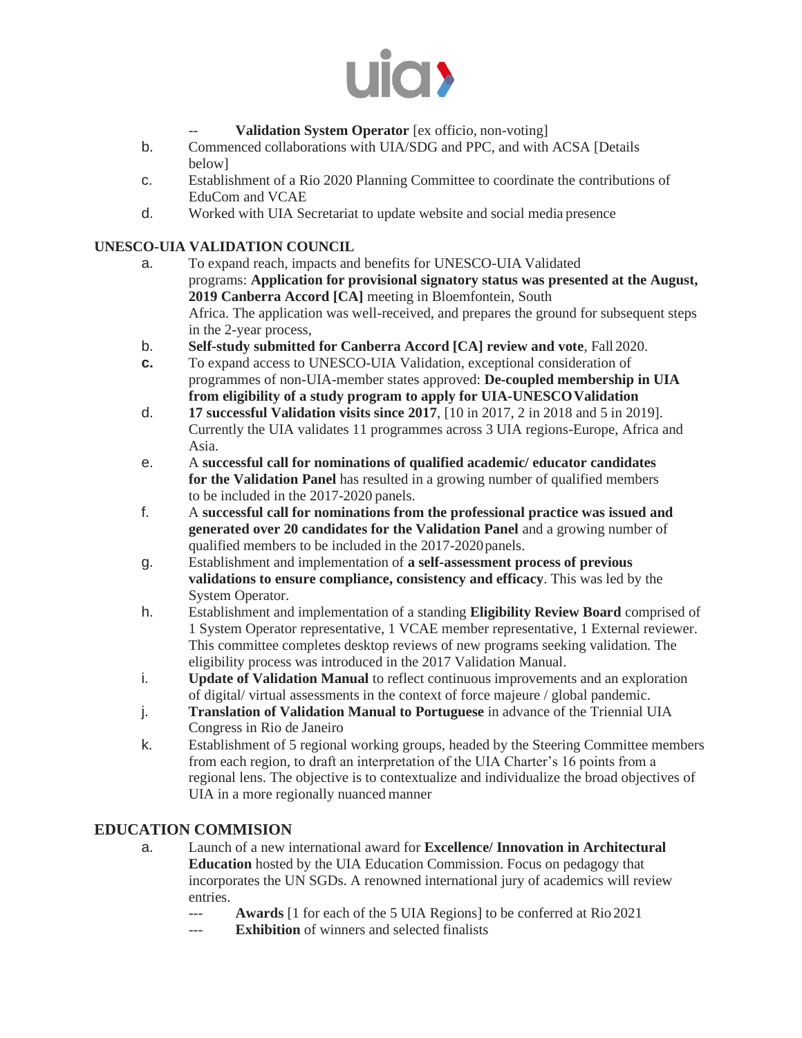- -- **Validation System Operator** [ex officio, non-voting]

b. Commenced collaborations with UIA/SDG and PPC, and with ACSA [Details below]

c. Establishment of a Rio 2020 Planning Committee to coordinate the contributions of EduCom and VCAE

d. Worked with UIA Secretariat to update website and social media presence

## UNESCO-UIA VALIDATION COUNCIL

a. To expand reach, impacts and benefits for UNESCO-UIA Validated programs: **Application for provisional signatory status was presented at the August, 2019 Canberra Accord [CA]** meeting in Bloemfontein, South Africa. The application was well-received, and prepares the ground for subsequent steps in the 2-year process,

b. **Self-study submitted for Canberra Accord [CA] review and vote**, Fall 2020.

**c.** To expand access to UNESCO-UIA Validation, exceptional consideration of programmes of non-UIA-member states approved: **De-coupled membership in UIA from eligibility of a study program to apply for UIA-UNESCO Validation**

d. **17 successful Validation visits since 2017**, [10 in 2017, 2 in 2018 and 5 in 2019]. Currently the UIA validates 11 programmes across 3 UIA regions-Europe, Africa and Asia.

e. A **successful call for nominations of qualified academic/ educator candidates for the Validation Panel** has resulted in a growing number of qualified members to be included in the 2017-2020 panels.

f. A **successful call for nominations from the professional practice was issued and generated over 20 candidates for the Validation Panel** and a growing number of qualified members to be included in the 2017-2020 panels.

g. Establishment and implementation of **a self-assessment process of previous validations to ensure compliance, consistency and efficacy**. This was led by the System Operator.

h. Establishment and implementation of a standing **Eligibility Review Board** comprised of 1 System Operator representative, 1 VCAE member representative, 1 External reviewer. This committee completes desktop reviews of new programs seeking validation. The eligibility process was introduced in the 2017 Validation Manual.

i. **Update of Validation Manual** to reflect continuous improvements and an exploration of digital/ virtual assessments in the context of force majeure / global pandemic.

j. **Translation of Validation Manual to Portuguese** in advance of the Triennial UIA Congress in Rio de Janeiro

k. Establishment of 5 regional working groups, headed by the Steering Committee members from each region, to draft an interpretation of the UIA Charter's 16 points from a regional lens. The objective is to contextualize and individualize the broad objectives of UIA in a more regionally nuanced manner

## EDUCATION COMMISION

a. Launch of a new international award for **Excellence/ Innovation in Architectural Education** hosted by the UIA Education Commission. Focus on pedagogy that incorporates the UN SGDs. A renowned international jury of academics will review entries.

   - --- **Awards** [1 for each of the 5 UIA Regions] to be conferred at Rio 2021
   - --- **Exhibition** of winners and selected finalists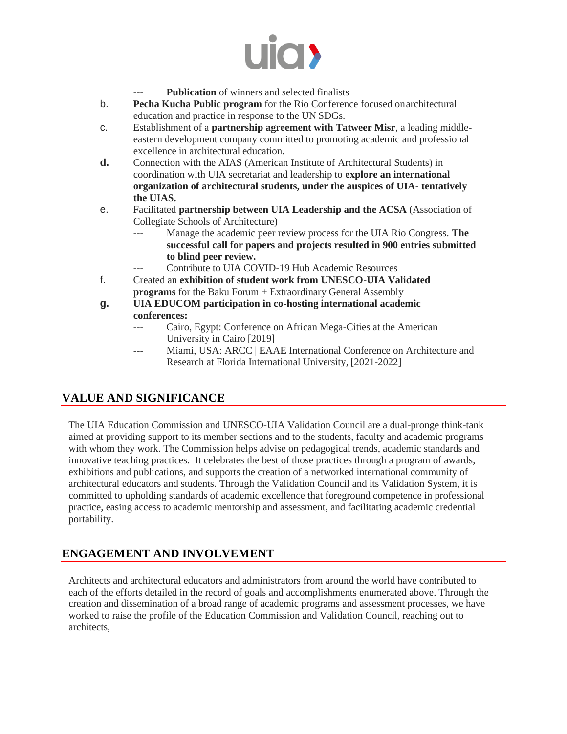- --- **Publication** of winners and selected finalists

b. **Pecha Kucha Public program** for the Rio Conference focused onarchitectural education and practice in response to the UN SDGs.

c. Establishment of a **partnership agreement with Tatweer Misr**, a leading middle-eastern development company committed to promoting academic and professional excellence in architectural education.

**d.** Connection with the AIAS (American Institute of Architectural Students) in coordination with UIA secretariat and leadership to **explore an international organization of architectural students, under the auspices of UIA- tentatively the UIAS.**

e. Facilitated **partnership between UIA Leadership and the ACSA** (Association of Collegiate Schools of Architecture)

- --- Manage the academic peer review process for the UIA Rio Congress. **The successful call for papers and projects resulted in 900 entries submitted to blind peer review.**
- --- Contribute to UIA COVID-19 Hub Academic Resources

f. Created an **exhibition of student work from UNESCO-UIA Validated programs** for the Baku Forum + Extraordinary General Assembly

**g. UIA EDUCOM participation in co-hosting international academic conferences:**

- --- Cairo, Egypt: Conference on African Mega-Cities at the American University in Cairo [2019]
- --- Miami, USA: ARCC | EAAE International Conference on Architecture and Research at Florida International University, [2021-2022]

## VALUE AND SIGNIFICANCE

The UIA Education Commission and UNESCO-UIA Validation Council are a dual-pronge think-tank aimed at providing support to its member sections and to the students, faculty and academic programs with whom they work. The Commission helps advise on pedagogical trends, academic standards and innovative teaching practices. It celebrates the best of those practices through a program of awards, exhibitions and publications, and supports the creation of a networked international community of architectural educators and students. Through the Validation Council and its Validation System, it is committed to upholding standards of academic excellence that foreground competence in professional practice, easing access to academic mentorship and assessment, and facilitating academic credential portability.

## ENGAGEMENT AND INVOLVEMENT

Architects and architectural educators and administrators from around the world have contributed to each of the efforts detailed in the record of goals and accomplishments enumerated above. Through the creation and dissemination of a broad range of academic programs and assessment processes, we have worked to raise the profile of the Education Commission and Validation Council, reaching out to architects,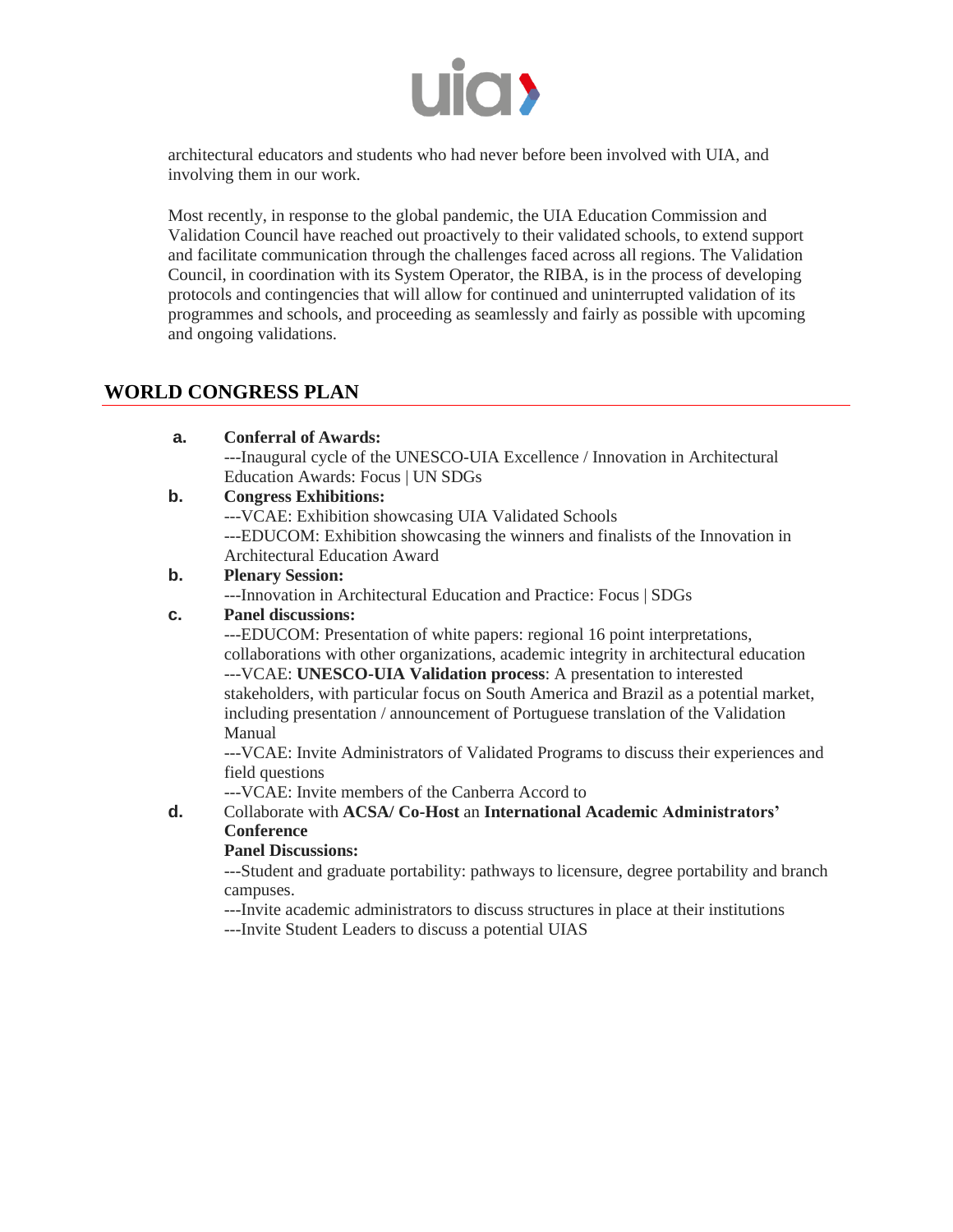architectural educators and students who had never before been involved with UIA, and involving them in our work.

Most recently, in response to the global pandemic, the UIA Education Commission and Validation Council have reached out proactively to their validated schools, to extend support and facilitate communication through the challenges faced across all regions. The Validation Council, in coordination with its System Operator, the RIBA, is in the process of developing protocols and contingencies that will allow for continued and uninterrupted validation of its programmes and schools, and proceeding as seamlessly and fairly as possible with upcoming and ongoing validations.

## WORLD CONGRESS PLAN

**a. Conferral of Awards:**
---Inaugural cycle of the UNESCO-UIA Excellence / Innovation in Architectural Education Awards: Focus | UN SDGs

**b. Congress Exhibitions:**
---VCAE: Exhibition showcasing UIA Validated Schools
---EDUCOM: Exhibition showcasing the winners and finalists of the Innovation in Architectural Education Award

**b. Plenary Session:**
---Innovation in Architectural Education and Practice: Focus | SDGs

**c. Panel discussions:**
---EDUCOM: Presentation of white papers: regional 16 point interpretations, collaborations with other organizations, academic integrity in architectural education
---VCAE: **UNESCO-UIA Validation process**: A presentation to interested stakeholders, with particular focus on South America and Brazil as a potential market, including presentation / announcement of Portuguese translation of the Validation Manual
---VCAE: Invite Administrators of Validated Programs to discuss their experiences and field questions
---VCAE: Invite members of the Canberra Accord to

**d.** Collaborate with **ACSA/ Co-Host** an **International Academic Administrators' Conference**
**Panel Discussions:**
---Student and graduate portability: pathways to licensure, degree portability and branch campuses.
---Invite academic administrators to discuss structures in place at their institutions
---Invite Student Leaders to discuss a potential UIAS